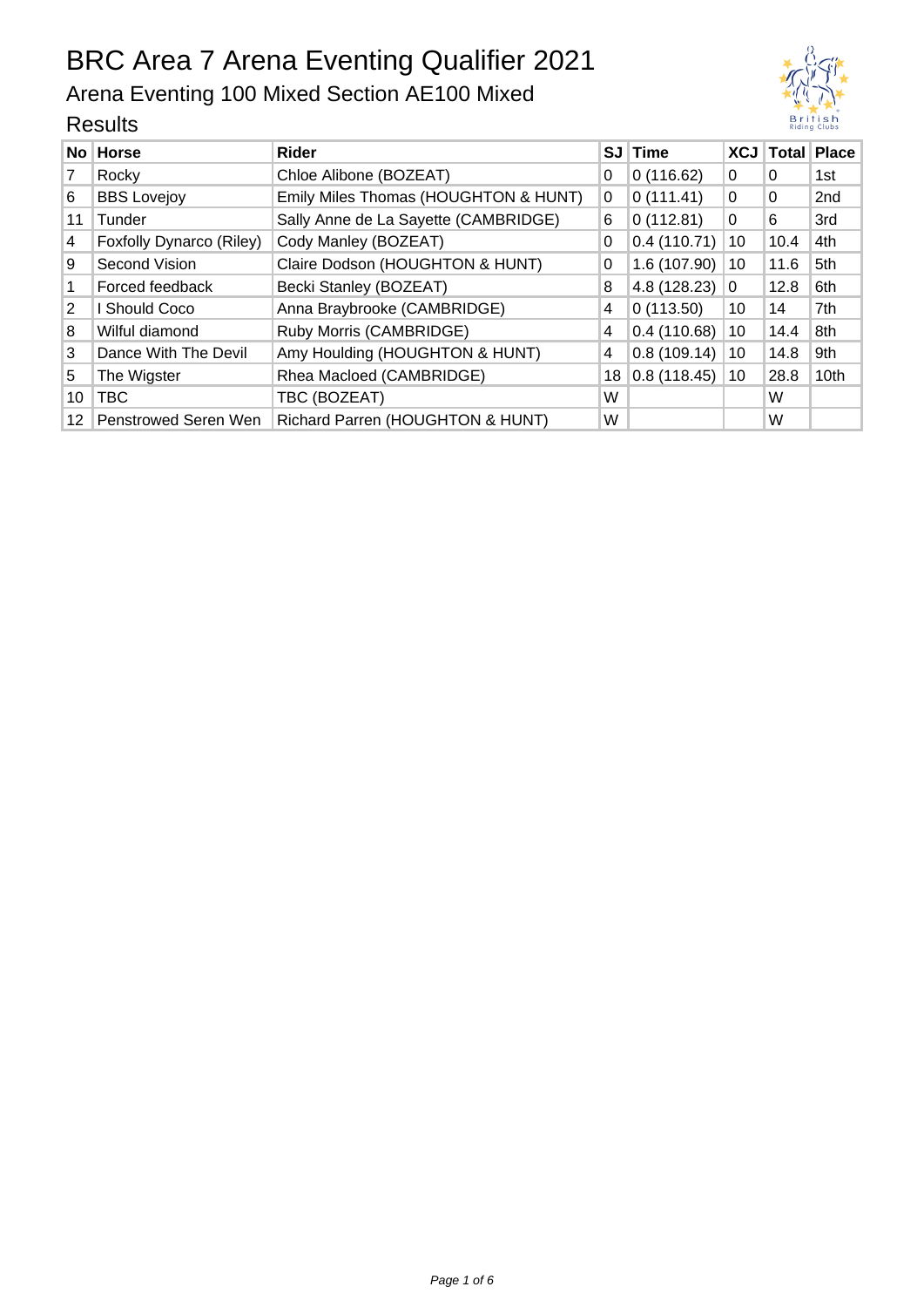# BRC Area 7 Arena Eventing Qualifier 2021

## Arena Eventing 100 Mixed Section AE100 Mixed

### Results

| No | Horse | Rider | SJ | Time | XCJ | Total | Place |
|---|---|---|---|---|---|---|---|
| 7 | Rocky | Chloe Alibone (BOZEAT) | 0 | 0 (116.62) | 0 | 0 | 1st |
| 6 | BBS Lovejoy | Emily Miles Thomas (HOUGHTON & HUNT) | 0 | 0 (111.41) | 0 | 0 | 2nd |
| 11 | Tunder | Sally Anne de La Sayette (CAMBRIDGE) | 6 | 0 (112.81) | 0 | 6 | 3rd |
| 4 | Foxfolly Dynarco (Riley) | Cody Manley (BOZEAT) | 0 | 0.4 (110.71) | 10 | 10.4 | 4th |
| 9 | Second Vision | Claire Dodson (HOUGHTON & HUNT) | 0 | 1.6 (107.90) | 10 | 11.6 | 5th |
| 1 | Forced feedback | Becki Stanley (BOZEAT) | 8 | 4.8 (128.23) | 0 | 12.8 | 6th |
| 2 | I Should Coco | Anna Braybrooke (CAMBRIDGE) | 4 | 0 (113.50) | 10 | 14 | 7th |
| 8 | Wilful diamond | Ruby Morris (CAMBRIDGE) | 4 | 0.4 (110.68) | 10 | 14.4 | 8th |
| 3 | Dance With The Devil | Amy Houlding (HOUGHTON & HUNT) | 4 | 0.8 (109.14) | 10 | 14.8 | 9th |
| 5 | The Wigster | Rhea Macloed (CAMBRIDGE) | 18 | 0.8 (118.45) | 10 | 28.8 | 10th |
| 10 | TBC | TBC (BOZEAT) | W | | | W | |
| 12 | Penstrowed Seren Wen | Richard Parren (HOUGHTON & HUNT) | W | | | W | |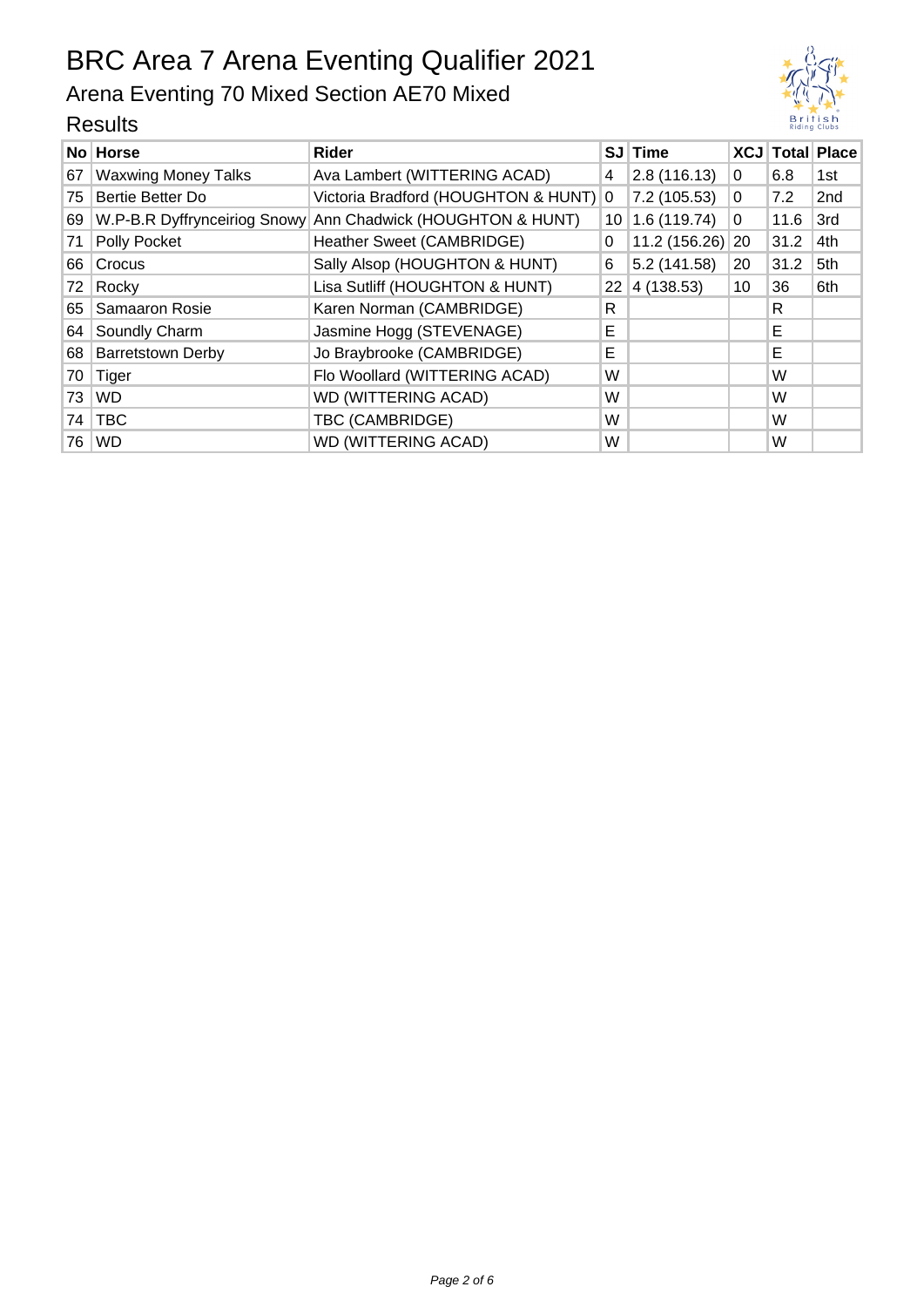# BRC Area 7 Arena Eventing Qualifier 2021

## Arena Eventing 70 Mixed Section AE70 Mixed

### Results

| No | Horse | Rider | SJ | Time | XCJ | Total | Place |
|---|---|---|---|---|---|---|---|
| 67 | Waxwing Money Talks | Ava Lambert (WITTERING ACAD) | 4 | 2.8 (116.13) | 0 | 6.8 | 1st |
| 75 | Bertie Better Do | Victoria Bradford (HOUGHTON & HUNT) | 0 | 7.2 (105.53) | 0 | 7.2 | 2nd |
| 69 | W.P-B.R Dyffrynceiriog Snowy | Ann Chadwick (HOUGHTON & HUNT) | 10 | 1.6 (119.74) | 0 | 11.6 | 3rd |
| 71 | Polly Pocket | Heather Sweet (CAMBRIDGE) | 0 | 11.2 (156.26) | 20 | 31.2 | 4th |
| 66 | Crocus | Sally Alsop (HOUGHTON & HUNT) | 6 | 5.2 (141.58) | 20 | 31.2 | 5th |
| 72 | Rocky | Lisa Sutliff (HOUGHTON & HUNT) | 22 | 4 (138.53) | 10 | 36 | 6th |
| 65 | Samaaron Rosie | Karen Norman (CAMBRIDGE) | R | | | R | |
| 64 | Soundly Charm | Jasmine Hogg (STEVENAGE) | E | | | E | |
| 68 | Barretstown Derby | Jo Braybrooke (CAMBRIDGE) | E | | | E | |
| 70 | Tiger | Flo Woollard (WITTERING ACAD) | W | | | W | |
| 73 | WD | WD (WITTERING ACAD) | W | | | W | |
| 74 | TBC | TBC (CAMBRIDGE) | W | | | W | |
| 76 | WD | WD (WITTERING ACAD) | W | | | W | |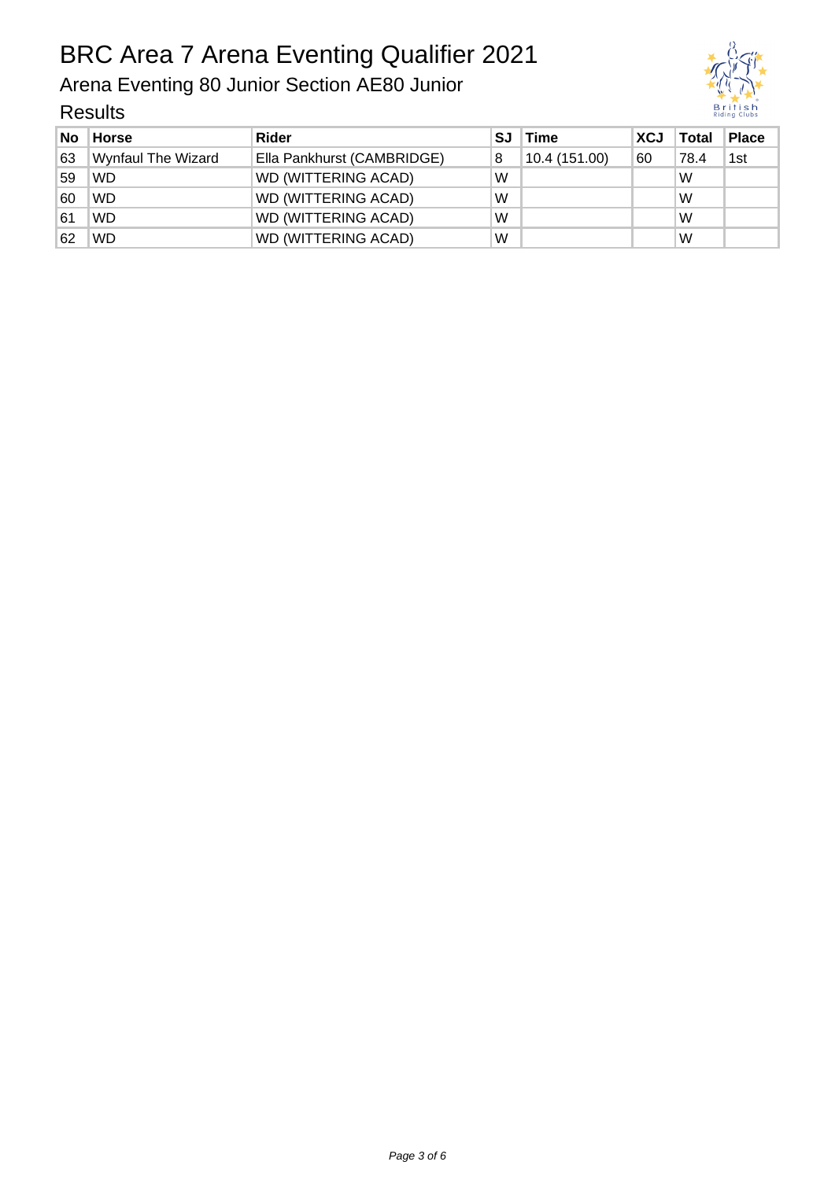# BRC Area 7 Arena Eventing Qualifier 2021

## Arena Eventing 80 Junior Section AE80 Junior

### Results

| No | Horse | Rider | SJ | Time | XCJ | Total | Place |
|---|---|---|---|---|---|---|---|
| 63 | Wynfaul The Wizard | Ella Pankhurst (CAMBRIDGE) | 8 | 10.4 (151.00) | 60 | 78.4 | 1st |
| 59 | WD | WD (WITTERING ACAD) | W | | | W | |
| 60 | WD | WD (WITTERING ACAD) | W | | | W | |
| 61 | WD | WD (WITTERING ACAD) | W | | | W | |
| 62 | WD | WD (WITTERING ACAD) | W | | | W | |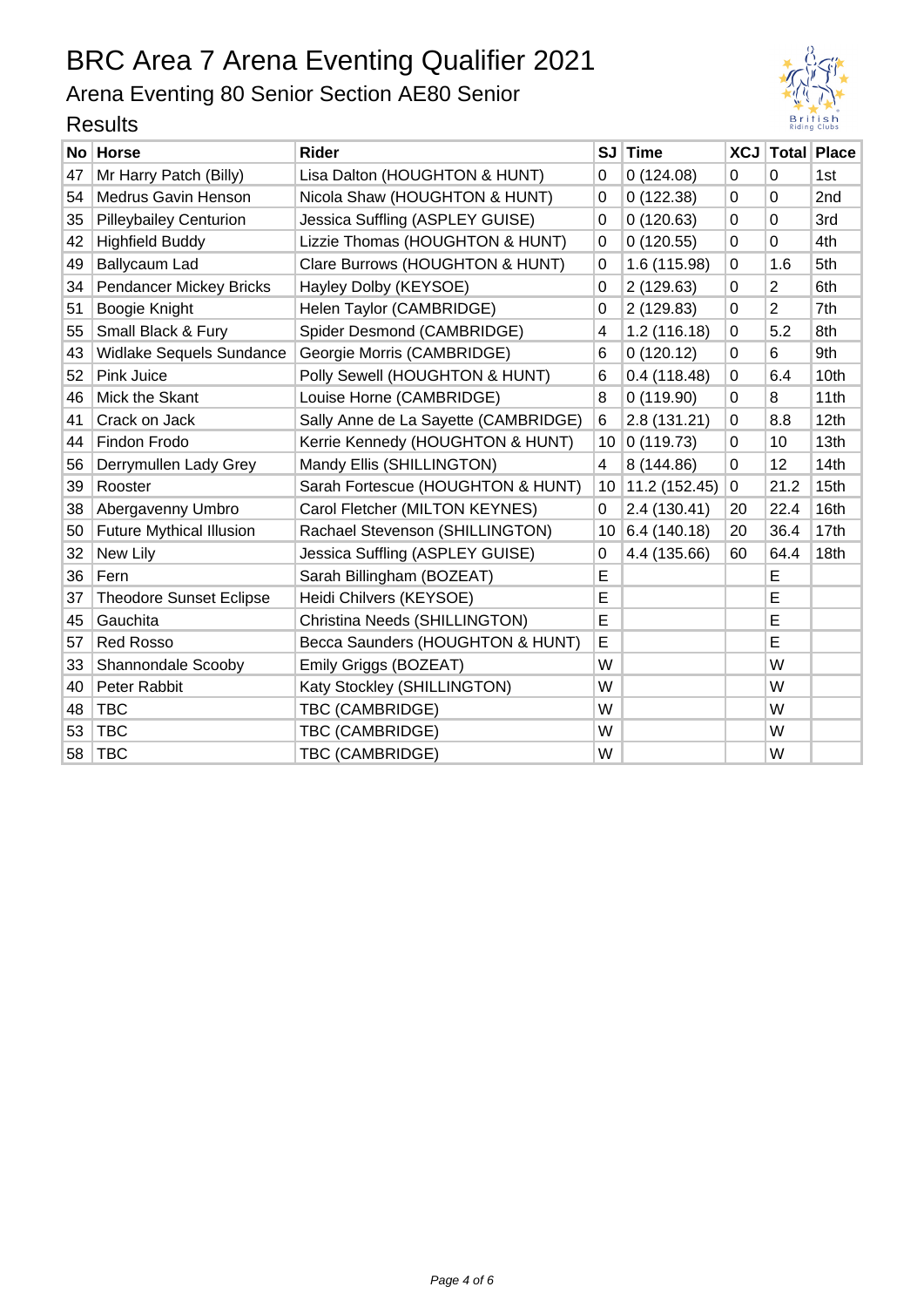# BRC Area 7 Arena Eventing Qualifier 2021

## Arena Eventing 80 Senior Section AE80 Senior

### Results

| No | Horse | Rider | SJ | Time | XCJ | Total | Place |
|---|---|---|---|---|---|---|---|
| 47 | Mr Harry Patch (Billy) | Lisa Dalton (HOUGHTON & HUNT) | 0 | 0 (124.08) | 0 | 0 | 1st |
| 54 | Medrus Gavin Henson | Nicola Shaw (HOUGHTON & HUNT) | 0 | 0 (122.38) | 0 | 0 | 2nd |
| 35 | Pilleybailey Centurion | Jessica Suffling (ASPLEY GUISE) | 0 | 0 (120.63) | 0 | 0 | 3rd |
| 42 | Highfield Buddy | Lizzie Thomas (HOUGHTON & HUNT) | 0 | 0 (120.55) | 0 | 0 | 4th |
| 49 | Ballycaum Lad | Clare Burrows (HOUGHTON & HUNT) | 0 | 1.6 (115.98) | 0 | 1.6 | 5th |
| 34 | Pendancer Mickey Bricks | Hayley Dolby (KEYSOE) | 0 | 2 (129.63) | 0 | 2 | 6th |
| 51 | Boogie Knight | Helen Taylor (CAMBRIDGE) | 0 | 2 (129.83) | 0 | 2 | 7th |
| 55 | Small Black & Fury | Spider Desmond (CAMBRIDGE) | 4 | 1.2 (116.18) | 0 | 5.2 | 8th |
| 43 | Widlake Sequels Sundance | Georgie Morris (CAMBRIDGE) | 6 | 0 (120.12) | 0 | 6 | 9th |
| 52 | Pink Juice | Polly Sewell (HOUGHTON & HUNT) | 6 | 0.4 (118.48) | 0 | 6.4 | 10th |
| 46 | Mick the Skant | Louise Horne (CAMBRIDGE) | 8 | 0 (119.90) | 0 | 8 | 11th |
| 41 | Crack on Jack | Sally Anne de La Sayette (CAMBRIDGE) | 6 | 2.8 (131.21) | 0 | 8.8 | 12th |
| 44 | Findon Frodo | Kerrie Kennedy (HOUGHTON & HUNT) | 10 | 0 (119.73) | 0 | 10 | 13th |
| 56 | Derrymullen Lady Grey | Mandy Ellis (SHILLINGTON) | 4 | 8 (144.86) | 0 | 12 | 14th |
| 39 | Rooster | Sarah Fortescue (HOUGHTON & HUNT) | 10 | 11.2 (152.45) | 0 | 21.2 | 15th |
| 38 | Abergavenny Umbro | Carol Fletcher (MILTON KEYNES) | 0 | 2.4 (130.41) | 20 | 22.4 | 16th |
| 50 | Future Mythical Illusion | Rachael Stevenson (SHILLINGTON) | 10 | 6.4 (140.18) | 20 | 36.4 | 17th |
| 32 | New Lily | Jessica Suffling (ASPLEY GUISE) | 0 | 4.4 (135.66) | 60 | 64.4 | 18th |
| 36 | Fern | Sarah Billingham (BOZEAT) | E | | | E | |
| 37 | Theodore Sunset Eclipse | Heidi Chilvers (KEYSOE) | E | | | E | |
| 45 | Gauchita | Christina Needs (SHILLINGTON) | E | | | E | |
| 57 | Red Rosso | Becca Saunders (HOUGHTON & HUNT) | E | | | E | |
| 33 | Shannondale Scooby | Emily Griggs (BOZEAT) | W | | | W | |
| 40 | Peter Rabbit | Katy Stockley (SHILLINGTON) | W | | | W | |
| 48 | TBC | TBC (CAMBRIDGE) | W | | | W | |
| 53 | TBC | TBC (CAMBRIDGE) | W | | | W | |
| 58 | TBC | TBC (CAMBRIDGE) | W | | | W | |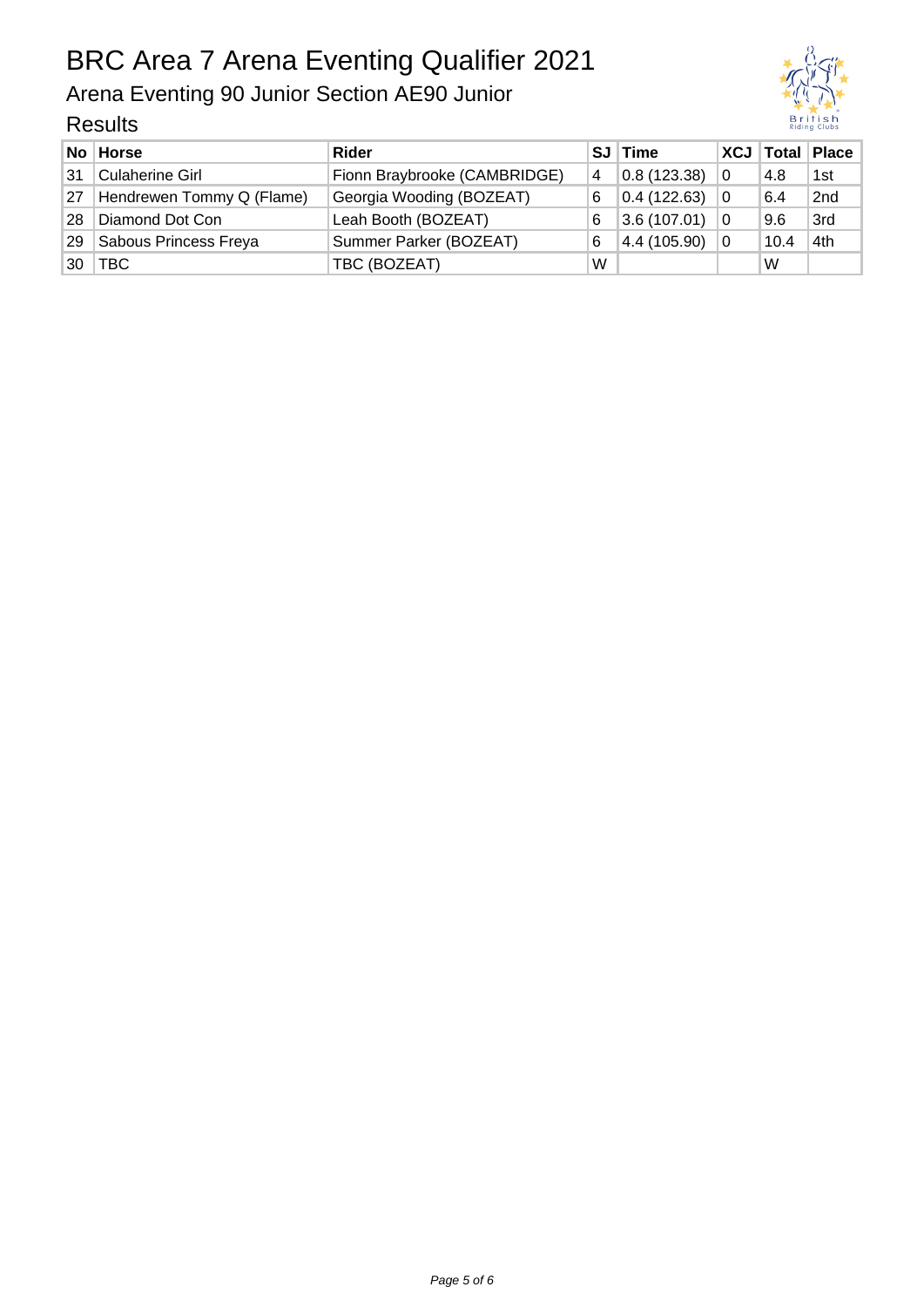# BRC Area 7 Arena Eventing Qualifier 2021

## Arena Eventing 90 Junior Section AE90 Junior

### Results

| No | Horse | Rider | SJ | Time | XCJ | Total | Place |
|---|---|---|---|---|---|---|---|
| 31 | Culaherine Girl | Fionn Braybrooke (CAMBRIDGE) | 4 | 0.8 (123.38) | 0 | 4.8 | 1st |
| 27 | Hendrewen Tommy Q (Flame) | Georgia Wooding (BOZEAT) | 6 | 0.4 (122.63) | 0 | 6.4 | 2nd |
| 28 | Diamond Dot Con | Leah Booth (BOZEAT) | 6 | 3.6 (107.01) | 0 | 9.6 | 3rd |
| 29 | Sabous Princess Freya | Summer Parker (BOZEAT) | 6 | 4.4 (105.90) | 0 | 10.4 | 4th |
| 30 | TBC | TBC (BOZEAT) | W | | | W | |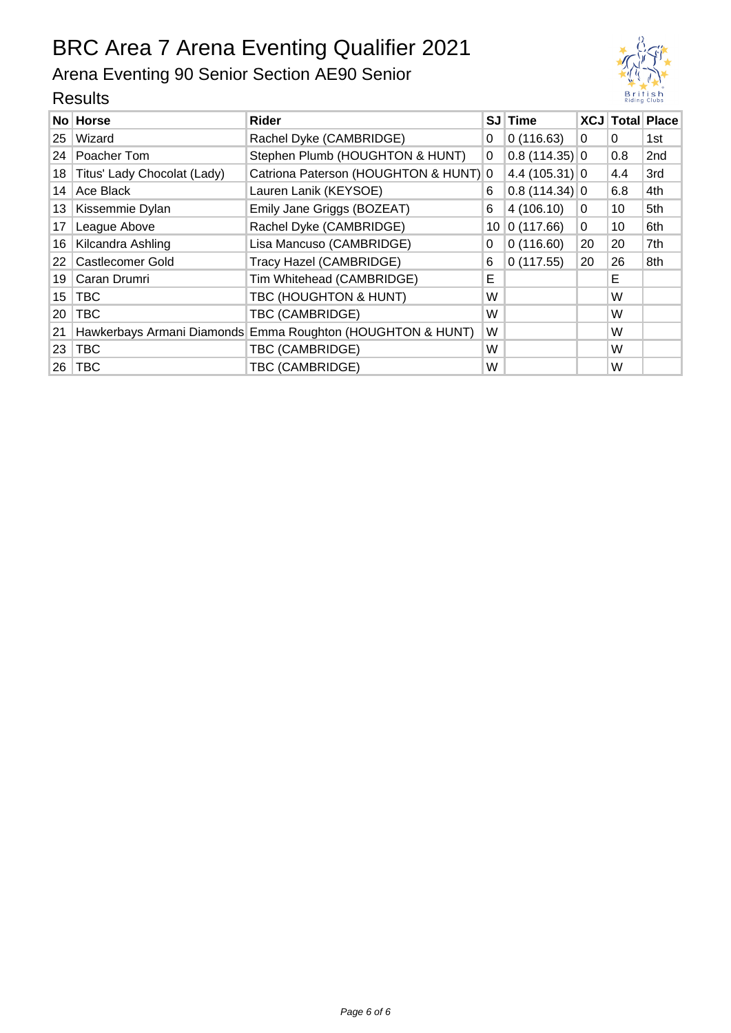# BRC Area 7 Arena Eventing Qualifier 2021

## Arena Eventing 90 Senior Section AE90 Senior

### Results

| No | Horse | Rider | SJ | Time | XCJ | Total | Place |
|---|---|---|---|---|---|---|---|
| 25 | Wizard | Rachel Dyke (CAMBRIDGE) | 0 | 0 (116.63) | 0 | 0 | 1st |
| 24 | Poacher Tom | Stephen Plumb (HOUGHTON & HUNT) | 0 | 0.8 (114.35) | 0 | 0.8 | 2nd |
| 18 | Titus' Lady Chocolat (Lady) | Catriona Paterson (HOUGHTON & HUNT) | 0 | 4.4 (105.31) | 0 | 4.4 | 3rd |
| 14 | Ace Black | Lauren Lanik (KEYSOE) | 6 | 0.8 (114.34) | 0 | 6.8 | 4th |
| 13 | Kissemmie Dylan | Emily Jane Griggs (BOZEAT) | 6 | 4 (106.10) | 0 | 10 | 5th |
| 17 | League Above | Rachel Dyke (CAMBRIDGE) | 10 | 0 (117.66) | 0 | 10 | 6th |
| 16 | Kilcandra Ashling | Lisa Mancuso (CAMBRIDGE) | 0 | 0 (116.60) | 20 | 20 | 7th |
| 22 | Castlecomer Gold | Tracy Hazel (CAMBRIDGE) | 6 | 0 (117.55) | 20 | 26 | 8th |
| 19 | Caran Drumri | Tim Whitehead (CAMBRIDGE) | E | | | E | |
| 15 | TBC | TBC (HOUGHTON & HUNT) | W | | | W | |
| 20 | TBC | TBC (CAMBRIDGE) | W | | | W | |
| 21 | Hawkerbays Armani Diamonds | Emma Roughton (HOUGHTON & HUNT) | W | | | W | |
| 23 | TBC | TBC (CAMBRIDGE) | W | | | W | |
| 26 | TBC | TBC (CAMBRIDGE) | W | | | W | |